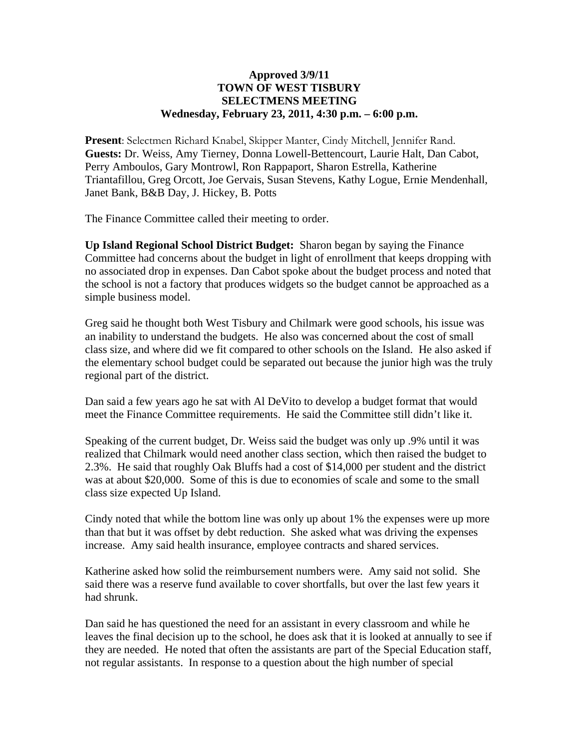**Approved 3/9/11**
**TOWN OF WEST TISBURY**
**SELECTMENS MEETING**
**Wednesday, February 23, 2011, 4:30 p.m. – 6:00 p.m.**

**Present**: Selectmen Richard Knabel, Skipper Manter, Cindy Mitchell, Jennifer Rand.
**Guests:** Dr. Weiss, Amy Tierney, Donna Lowell-Bettencourt, Laurie Halt, Dan Cabot, Perry Amboulos, Gary Montrowl, Ron Rappaport, Sharon Estrella, Katherine Triantafillou, Greg Orcott, Joe Gervais, Susan Stevens, Kathy Logue, Ernie Mendenhall, Janet Bank, B&B Day, J. Hickey, B. Potts

The Finance Committee called their meeting to order.

**Up Island Regional School District Budget:** Sharon began by saying the Finance Committee had concerns about the budget in light of enrollment that keeps dropping with no associated drop in expenses. Dan Cabot spoke about the budget process and noted that the school is not a factory that produces widgets so the budget cannot be approached as a simple business model.

Greg said he thought both West Tisbury and Chilmark were good schools, his issue was an inability to understand the budgets. He also was concerned about the cost of small class size, and where did we fit compared to other schools on the Island. He also asked if the elementary school budget could be separated out because the junior high was the truly regional part of the district.

Dan said a few years ago he sat with Al DeVito to develop a budget format that would meet the Finance Committee requirements. He said the Committee still didn't like it.

Speaking of the current budget, Dr. Weiss said the budget was only up .9% until it was realized that Chilmark would need another class section, which then raised the budget to 2.3%. He said that roughly Oak Bluffs had a cost of $14,000 per student and the district was at about $20,000. Some of this is due to economies of scale and some to the small class size expected Up Island.

Cindy noted that while the bottom line was only up about 1% the expenses were up more than that but it was offset by debt reduction. She asked what was driving the expenses increase. Amy said health insurance, employee contracts and shared services.

Katherine asked how solid the reimbursement numbers were. Amy said not solid. She said there was a reserve fund available to cover shortfalls, but over the last few years it had shrunk.

Dan said he has questioned the need for an assistant in every classroom and while he leaves the final decision up to the school, he does ask that it is looked at annually to see if they are needed. He noted that often the assistants are part of the Special Education staff, not regular assistants. In response to a question about the high number of special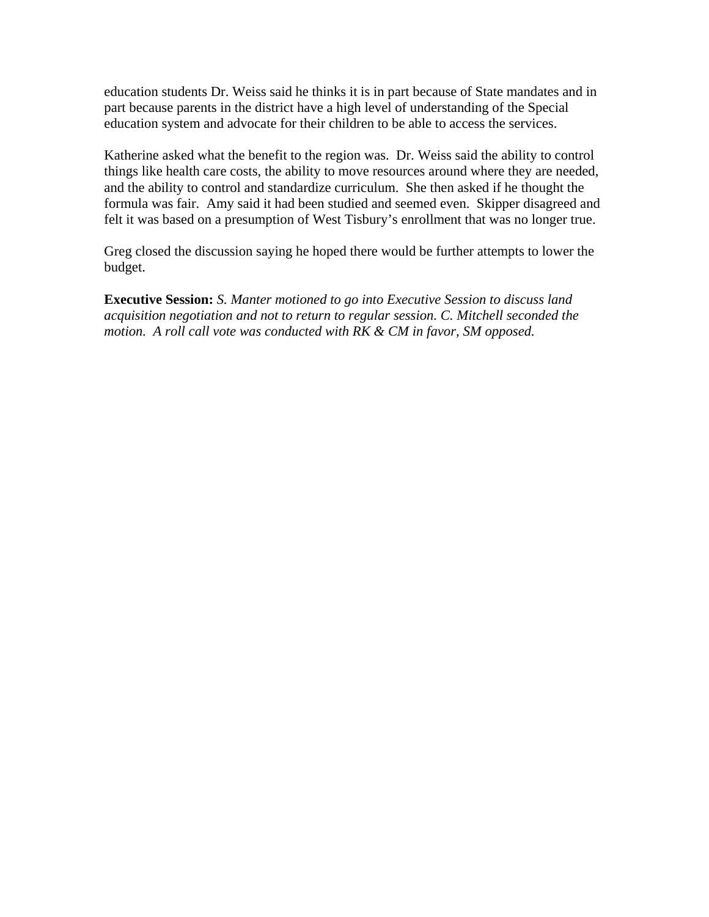education students Dr. Weiss said he thinks it is in part because of State mandates and in part because parents in the district have a high level of understanding of the Special education system and advocate for their children to be able to access the services.

Katherine asked what the benefit to the region was. Dr. Weiss said the ability to control things like health care costs, the ability to move resources around where they are needed, and the ability to control and standardize curriculum. She then asked if he thought the formula was fair. Amy said it had been studied and seemed even. Skipper disagreed and felt it was based on a presumption of West Tisbury's enrollment that was no longer true.

Greg closed the discussion saying he hoped there would be further attempts to lower the budget.

**Executive Session:** *S. Manter motioned to go into Executive Session to discuss land acquisition negotiation and not to return to regular session. C. Mitchell seconded the motion. A roll call vote was conducted with RK & CM in favor, SM opposed.*